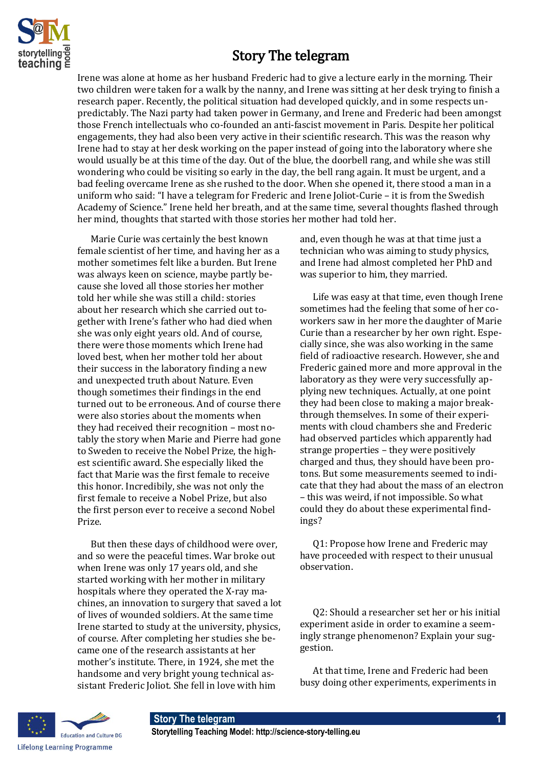# Story The telegram

Irene was alone at home as her husband Frederic had to give a lecture early in the morning. Their two children were taken for a walk by the nanny, and Irene was sitting at her desk trying to finish a research paper. Recently, the political situation had developed quickly, and in some respects unpredictably. The Nazi party had taken power in Germany, and Irene and Frederic had been amongst those French intellectuals who co-founded an anti-fascist movement in Paris. Despite her political engagements, they had also been very active in their scientific research. This was the reason why Irene had to stay at her desk working on the paper instead of going into the laboratory where she would usually be at this time of the day. Out of the blue, the doorbell rang, and while she was still wondering who could be visiting so early in the day, the bell rang again. It must be urgent, and a bad feeling overcame Irene as she rushed to the door. When she opened it, there stood a man in a uniform who said: "I have a telegram for Frederic and Irene Joliot-Curie – it is from the Swedish Academy of Science." Irene held her breath, and at the same time, several thoughts flashed through her mind, thoughts that started with those stories her mother had told her.

Marie Curie was certainly the best known female scientist of her time, and having her as a mother sometimes felt like a burden. But Irene was always keen on science, maybe partly because she loved all those stories her mother told her while she was still a child: stories about her research which she carried out together with Irene's father who had died when she was only eight years old. And of course, there were those moments which Irene had loved best, when her mother told her about their success in the laboratory finding a new and unexpected truth about Nature. Even though sometimes their findings in the end turned out to be erroneous. And of course there were also stories about the moments when they had received their recognition – most notably the story when Marie and Pierre had gone to Sweden to receive the Nobel Prize, the highest scientific award. She especially liked the fact that Marie was the first female to receive this honor. Incredibily, she was not only the first female to receive a Nobel Prize, but also the first person ever to receive a second Nobel Prize.

But then these days of childhood were over, and so were the peaceful times. War broke out when Irene was only 17 years old, and she started working with her mother in military hospitals where they operated the X-ray machines, an innovation to surgery that saved a lot of lives of wounded soldiers. At the same time Irene started to study at the university, physics, of course. After completing her studies she became one of the research assistants at her mother's institute. There, in 1924, she met the handsome and very bright young technical assistant Frederic Joliot. She fell in love with him and, even though he was at that time just a technician who was aiming to study physics, and Irene had almost completed her PhD and was superior to him, they married.

Life was easy at that time, even though Irene sometimes had the feeling that some of her coworkers saw in her more the daughter of Marie Curie than a researcher by her own right. Especially since, she was also working in the same field of radioactive research. However, she and Frederic gained more and more approval in the laboratory as they were very successfully applying new techniques. Actually, at one point they had been close to making a major breakthrough themselves. In some of their experiments with cloud chambers she and Frederic had observed particles which apparently had strange properties – they were positively charged and thus, they should have been protons. But some measurements seemed to indicate that they had about the mass of an electron – this was weird, if not impossible. So what could they do about these experimental findings?

Q1: Propose how Irene and Frederic may have proceeded with respect to their unusual observation.

Q2: Should a researcher set her or his initial experiment aside in order to examine a seemingly strange phenomenon? Explain your suggestion.

At that time, Irene and Frederic had been busy doing other experiments, experiments in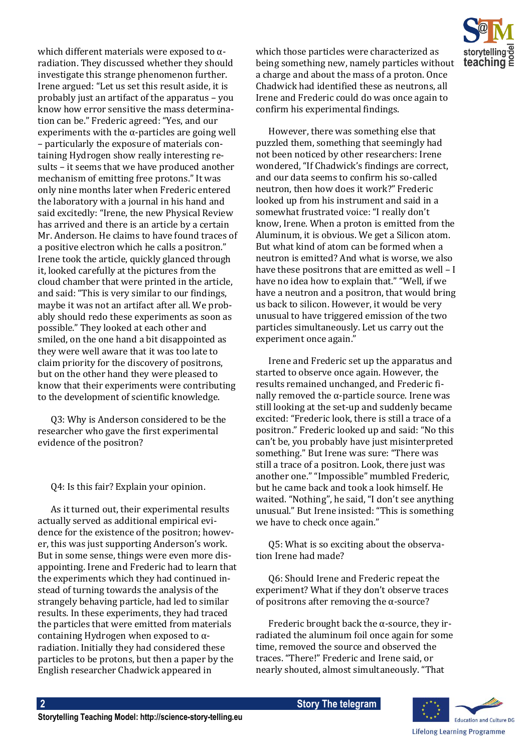which different materials were exposed to α-radiation. They discussed whether they should investigate this strange phenomenon further. Irene argued: "Let us set this result aside, it is probably just an artifact of the apparatus – you know how error sensitive the mass determination can be." Frederic agreed: "Yes, and our experiments with the α-particles are going well – particularly the exposure of materials containing Hydrogen show really interesting results – it seems that we have produced another mechanism of emitting free protons." It was only nine months later when Frederic entered the laboratory with a journal in his hand and said excitedly: "Irene, the new Physical Review has arrived and there is an article by a certain Mr. Anderson. He claims to have found traces of a positive electron which he calls a positron." Irene took the article, quickly glanced through it, looked carefully at the pictures from the cloud chamber that were printed in the article, and said: "This is very similar to our findings, maybe it was not an artifact after all. We probably should redo these experiments as soon as possible." They looked at each other and smiled, on the one hand a bit disappointed as they were well aware that it was too late to claim priority for the discovery of positrons, but on the other hand they were pleased to know that their experiments were contributing to the development of scientific knowledge.

Q3: Why is Anderson considered to be the researcher who gave the first experimental evidence of the positron?

Q4: Is this fair? Explain your opinion.

As it turned out, their experimental results actually served as additional empirical evidence for the existence of the positron; however, this was just supporting Anderson's work. But in some sense, things were even more disappointing. Irene and Frederic had to learn that the experiments which they had continued instead of turning towards the analysis of the strangely behaving particle, had led to similar results. In these experiments, they had traced the particles that were emitted from materials containing Hydrogen when exposed to α-radiation. Initially they had considered these particles to be protons, but then a paper by the English researcher Chadwick appeared in which those particles were characterized as being something new, namely particles without a charge and about the mass of a proton. Once Chadwick had identified these as neutrons, all Irene and Frederic could do was once again to confirm his experimental findings.

However, there was something else that puzzled them, something that seemingly had not been noticed by other researchers: Irene wondered, "If Chadwick's findings are correct, and our data seems to confirm his so-called neutron, then how does it work?" Frederic looked up from his instrument and said in a somewhat frustrated voice: "I really don't know, Irene. When a proton is emitted from the Aluminum, it is obvious. We get a Silicon atom. But what kind of atom can be formed when a neutron is emitted? And what is worse, we also have these positrons that are emitted as well – I have no idea how to explain that." "Well, if we have a neutron and a positron, that would bring us back to silicon. However, it would be very unusual to have triggered emission of the two particles simultaneously. Let us carry out the experiment once again."

Irene and Frederic set up the apparatus and started to observe once again. However, the results remained unchanged, and Frederic finally removed the α-particle source. Irene was still looking at the set-up and suddenly became excited: "Frederic look, there is still a trace of a positron." Frederic looked up and said: "No this can't be, you probably have just misinterpreted something." But Irene was sure: "There was still a trace of a positron. Look, there just was another one." "Impossible" mumbled Frederic, but he came back and took a look himself. He waited. "Nothing", he said, "I don't see anything unusual." But Irene insisted: "This is something we have to check once again."

Q5: What is so exciting about the observation Irene had made?

Q6: Should Irene and Frederic repeat the experiment? What if they don't observe traces of positrons after removing the α-source?

Frederic brought back the α-source, they irradiated the aluminum foil once again for some time, removed the source and observed the traces. "There!" Frederic and Irene said, or nearly shouted, almost simultaneously. "That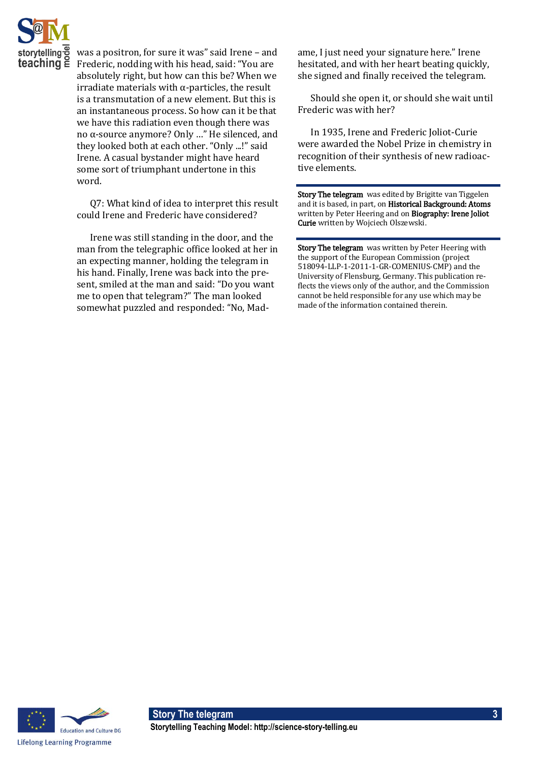was a positron, for sure it was" said Irene – and Frederic, nodding with his head, said: "You are absolutely right, but how can this be? When we irradiate materials with α-particles, the result is a transmutation of a new element. But this is an instantaneous process. So how can it be that we have this radiation even though there was no α-source anymore? Only ..." He silenced, and they looked both at each other. "Only ...!" said Irene. A casual bystander might have heard some sort of triumphant undertone in this word.

Q7: What kind of idea to interpret this result could Irene and Frederic have considered?

Irene was still standing in the door, and the man from the telegraphic office looked at her in an expecting manner, holding the telegram in his hand. Finally, Irene was back into the present, smiled at the man and said: "Do you want me to open that telegram?" The man looked somewhat puzzled and responded: "No, Madame, I just need your signature here." Irene hesitated, and with her heart beating quickly, she signed and finally received the telegram.

Should she open it, or should she wait until Frederic was with her?

In 1935, Irene and Frederic Joliot-Curie were awarded the Nobel Prize in chemistry in recognition of their synthesis of new radioactive elements.

---

**Story The telegram** was edited by Brigitte van Tiggelen and it is based, in part, on **Historical Background: Atoms** written by Peter Heering and on **Biography: Irene Joliot Curie** written by Wojciech Olszewski.

---

**Story The telegram** was written by Peter Heering with the support of the European Commission (project 518094-LLP-1-2011-1-GR-COMENIUS-CMP) and the University of Flensburg, Germany. This publication reflects the views only of the author, and the Commission cannot be held responsible for any use which may be made of the information contained therein.